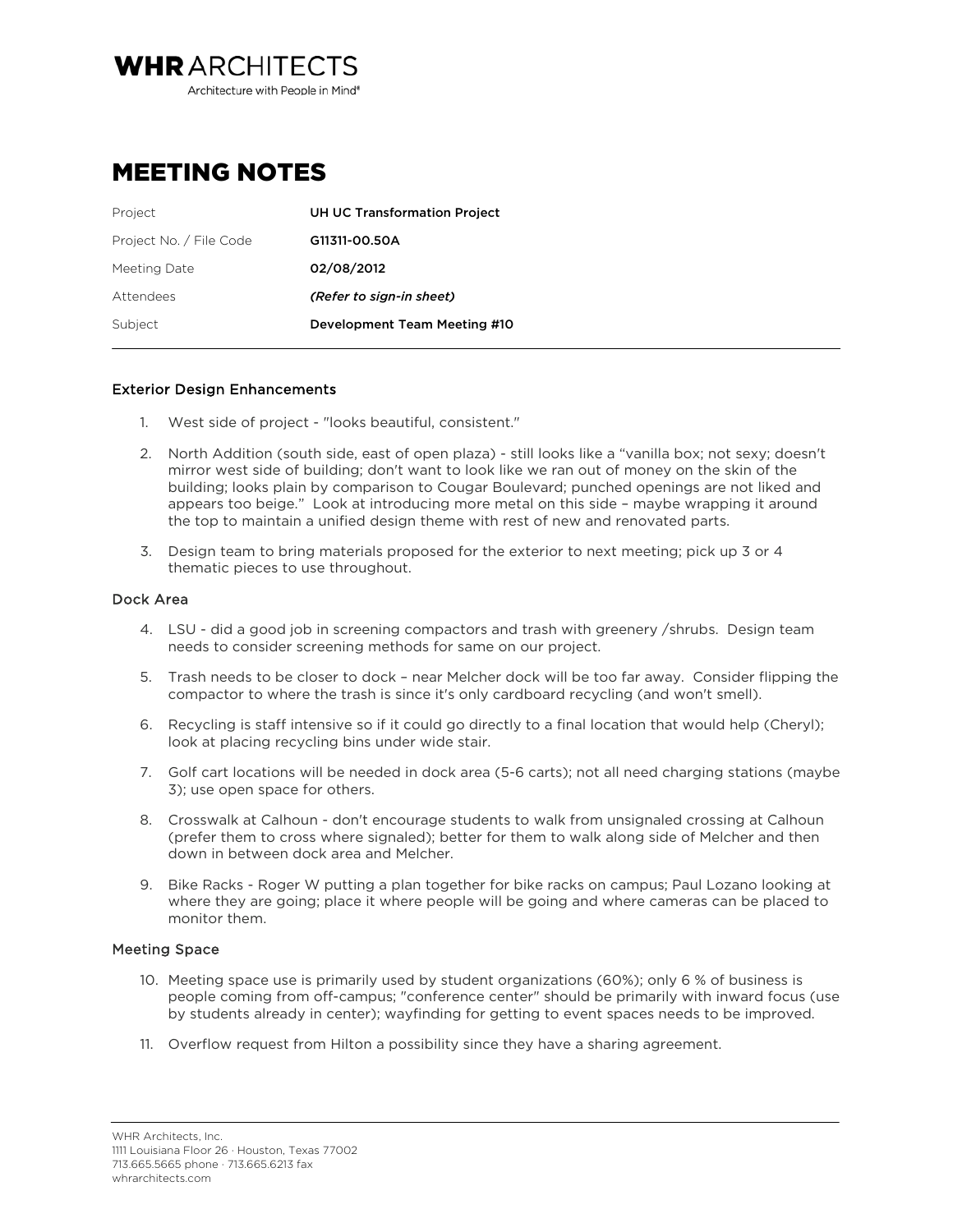**WHR ARCHITECTS**
Architecture with People in Mind®

# MEETING NOTES

| | |
|---|---|
| Project | **UH UC Transformation Project** |
| Project No. / File Code | **G11311-00.50A** |
| Meeting Date | **02/08/2012** |
| Attendees | ***(Refer to sign-in sheet)*** |
| Subject | **Development Team Meeting #10** |

## Exterior Design Enhancements

1. West side of project - "looks beautiful, consistent."
2. North Addition (south side, east of open plaza) - still looks like a "vanilla box; not sexy; doesn't mirror west side of building; don't want to look like we ran out of money on the skin of the building; looks plain by comparison to Cougar Boulevard; punched openings are not liked and appears too beige." Look at introducing more metal on this side – maybe wrapping it around the top to maintain a unified design theme with rest of new and renovated parts.
3. Design team to bring materials proposed for the exterior to next meeting; pick up 3 or 4 thematic pieces to use throughout.

## Dock Area

4. LSU - did a good job in screening compactors and trash with greenery /shrubs. Design team needs to consider screening methods for same on our project.
5. Trash needs to be closer to dock – near Melcher dock will be too far away. Consider flipping the compactor to where the trash is since it's only cardboard recycling (and won't smell).
6. Recycling is staff intensive so if it could go directly to a final location that would help (Cheryl); look at placing recycling bins under wide stair.
7. Golf cart locations will be needed in dock area (5-6 carts); not all need charging stations (maybe 3); use open space for others.
8. Crosswalk at Calhoun - don't encourage students to walk from unsignaled crossing at Calhoun (prefer them to cross where signaled); better for them to walk along side of Melcher and then down in between dock area and Melcher.
9. Bike Racks - Roger W putting a plan together for bike racks on campus; Paul Lozano looking at where they are going; place it where people will be going and where cameras can be placed to monitor them.

## Meeting Space

10. Meeting space use is primarily used by student organizations (60%); only 6 % of business is people coming from off-campus; "conference center" should be primarily with inward focus (use by students already in center); wayfinding for getting to event spaces needs to be improved.
11. Overflow request from Hilton a possibility since they have a sharing agreement.

WHR Architects, Inc.
1111 Louisiana Floor 26 · Houston, Texas 77002
713.665.5665 phone · 713.665.6213 fax
whrarchitects.com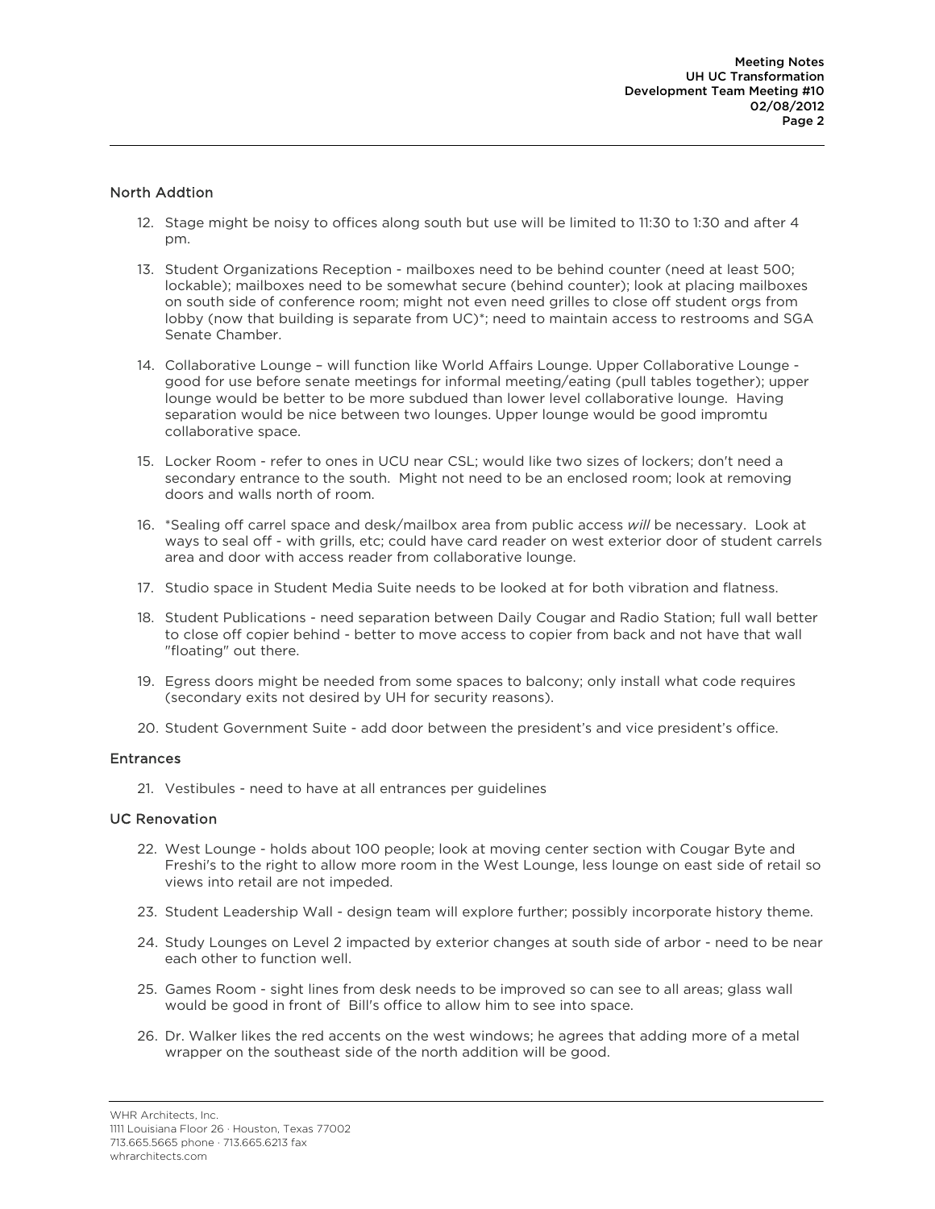## North Addtion

12. Stage might be noisy to offices along south but use will be limited to 11:30 to 1:30 and after 4 pm.

13. Student Organizations Reception - mailboxes need to be behind counter (need at least 500; lockable); mailboxes need to be somewhat secure (behind counter); look at placing mailboxes on south side of conference room; might not even need grilles to close off student orgs from lobby (now that building is separate from UC)*; need to maintain access to restrooms and SGA Senate Chamber.

14. Collaborative Lounge – will function like World Affairs Lounge. Upper Collaborative Lounge - good for use before senate meetings for informal meeting/eating (pull tables together); upper lounge would be better to be more subdued than lower level collaborative lounge. Having separation would be nice between two lounges. Upper lounge would be good impromtu collaborative space.

15. Locker Room - refer to ones in UCU near CSL; would like two sizes of lockers; don't need a secondary entrance to the south. Might not need to be an enclosed room; look at removing doors and walls north of room.

16. *Sealing off carrel space and desk/mailbox area from public access *will* be necessary. Look at ways to seal off - with grills, etc; could have card reader on west exterior door of student carrels area and door with access reader from collaborative lounge.

17. Studio space in Student Media Suite needs to be looked at for both vibration and flatness.

18. Student Publications - need separation between Daily Cougar and Radio Station; full wall better to close off copier behind - better to move access to copier from back and not have that wall "floating" out there.

19. Egress doors might be needed from some spaces to balcony; only install what code requires (secondary exits not desired by UH for security reasons).

20. Student Government Suite - add door between the president's and vice president's office.

## Entrances

21. Vestibules - need to have at all entrances per guidelines

## UC Renovation

22. West Lounge - holds about 100 people; look at moving center section with Cougar Byte and Freshi's to the right to allow more room in the West Lounge, less lounge on east side of retail so views into retail are not impeded.

23. Student Leadership Wall - design team will explore further; possibly incorporate history theme.

24. Study Lounges on Level 2 impacted by exterior changes at south side of arbor - need to be near each other to function well.

25. Games Room - sight lines from desk needs to be improved so can see to all areas; glass wall would be good in front of Bill's office to allow him to see into space.

26. Dr. Walker likes the red accents on the west windows; he agrees that adding more of a metal wrapper on the southeast side of the north addition will be good.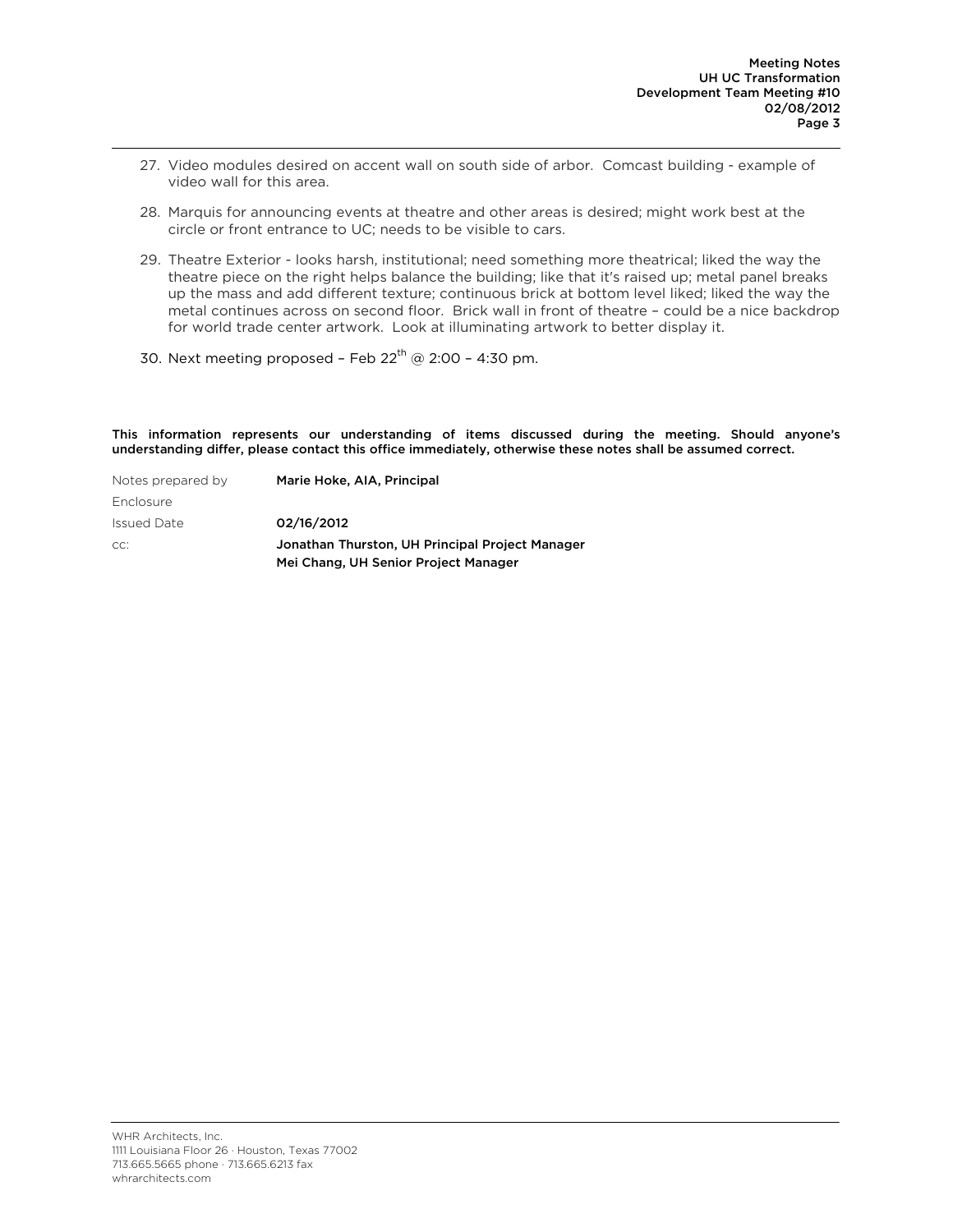27. Video modules desired on accent wall on south side of arbor. Comcast building - example of video wall for this area.

28. Marquis for announcing events at theatre and other areas is desired; might work best at the circle or front entrance to UC; needs to be visible to cars.

29. Theatre Exterior - looks harsh, institutional; need something more theatrical; liked the way the theatre piece on the right helps balance the building; like that it's raised up; metal panel breaks up the mass and add different texture; continuous brick at bottom level liked; liked the way the metal continues across on second floor. Brick wall in front of theatre – could be a nice backdrop for world trade center artwork. Look at illuminating artwork to better display it.

30. Next meeting proposed – Feb 22nd @ 2:00 – 4:30 pm.

**This information represents our understanding of items discussed during the meeting. Should anyone's understanding differ, please contact this office immediately, otherwise these notes shall be assumed correct.**

| | |
|---|---|
| Notes prepared by | **Marie Hoke, AIA, Principal** |
| Enclosure | |
| Issued Date | **02/16/2012** |
| cc: | **Jonathan Thurston, UH Principal Project Manager**<br>**Mei Chang, UH Senior Project Manager** |

WHR Architects, Inc.
1111 Louisiana Floor 26 · Houston, Texas 77002
713.665.5665 phone · 713.665.6213 fax
whrarchitects.com